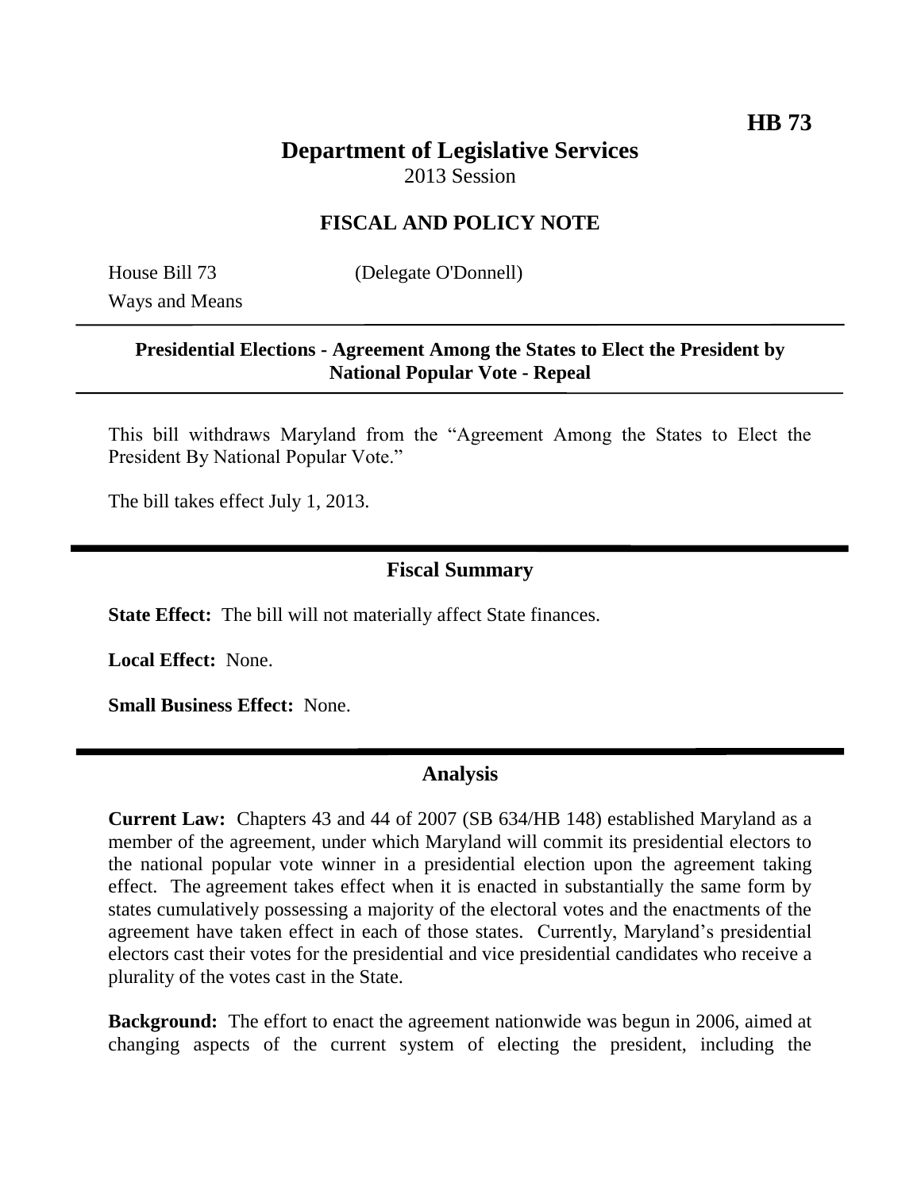**HB 73**

# Department of Legislative Services

2013 Session

## FISCAL AND POLICY NOTE

House Bill 73 (Delegate O'Donnell)
Ways and Means

---

**Presidential Elections - Agreement Among the States to Elect the President by National Popular Vote - Repeal**

---

This bill withdraws Maryland from the "Agreement Among the States to Elect the President By National Popular Vote."

The bill takes effect July 1, 2013.

---

## Fiscal Summary

**State Effect:** The bill will not materially affect State finances.

**Local Effect:** None.

**Small Business Effect:** None.

---

## Analysis

**Current Law:** Chapters 43 and 44 of 2007 (SB 634/HB 148) established Maryland as a member of the agreement, under which Maryland will commit its presidential electors to the national popular vote winner in a presidential election upon the agreement taking effect. The agreement takes effect when it is enacted in substantially the same form by states cumulatively possessing a majority of the electoral votes and the enactments of the agreement have taken effect in each of those states. Currently, Maryland's presidential electors cast their votes for the presidential and vice presidential candidates who receive a plurality of the votes cast in the State.

**Background:** The effort to enact the agreement nationwide was begun in 2006, aimed at changing aspects of the current system of electing the president, including the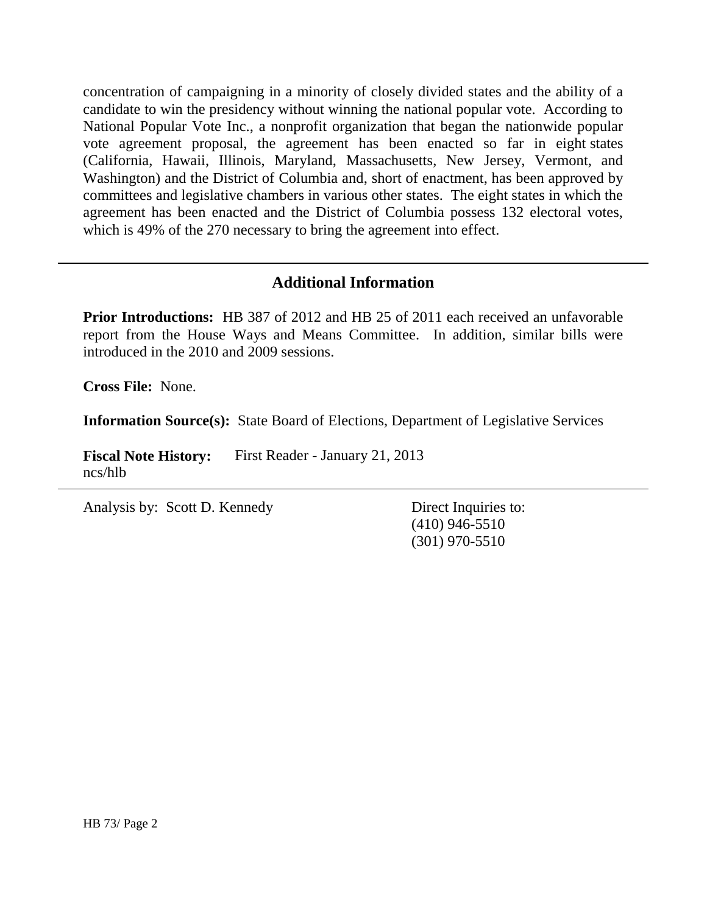concentration of campaigning in a minority of closely divided states and the ability of a candidate to win the presidency without winning the national popular vote. According to National Popular Vote Inc., a nonprofit organization that began the nationwide popular vote agreement proposal, the agreement has been enacted so far in eight states (California, Hawaii, Illinois, Maryland, Massachusetts, New Jersey, Vermont, and Washington) and the District of Columbia and, short of enactment, has been approved by committees and legislative chambers in various other states. The eight states in which the agreement has been enacted and the District of Columbia possess 132 electoral votes, which is 49% of the 270 necessary to bring the agreement into effect.

---

## Additional Information

**Prior Introductions:** HB 387 of 2012 and HB 25 of 2011 each received an unfavorable report from the House Ways and Means Committee. In addition, similar bills were introduced in the 2010 and 2009 sessions.

**Cross File:** None.

**Information Source(s):** State Board of Elections, Department of Legislative Services

**Fiscal Note History:** First Reader - January 21, 2013
ncs/hlb

---

Analysis by: Scott D. Kennedy

Direct Inquiries to:
(410) 946-5510
(301) 970-5510